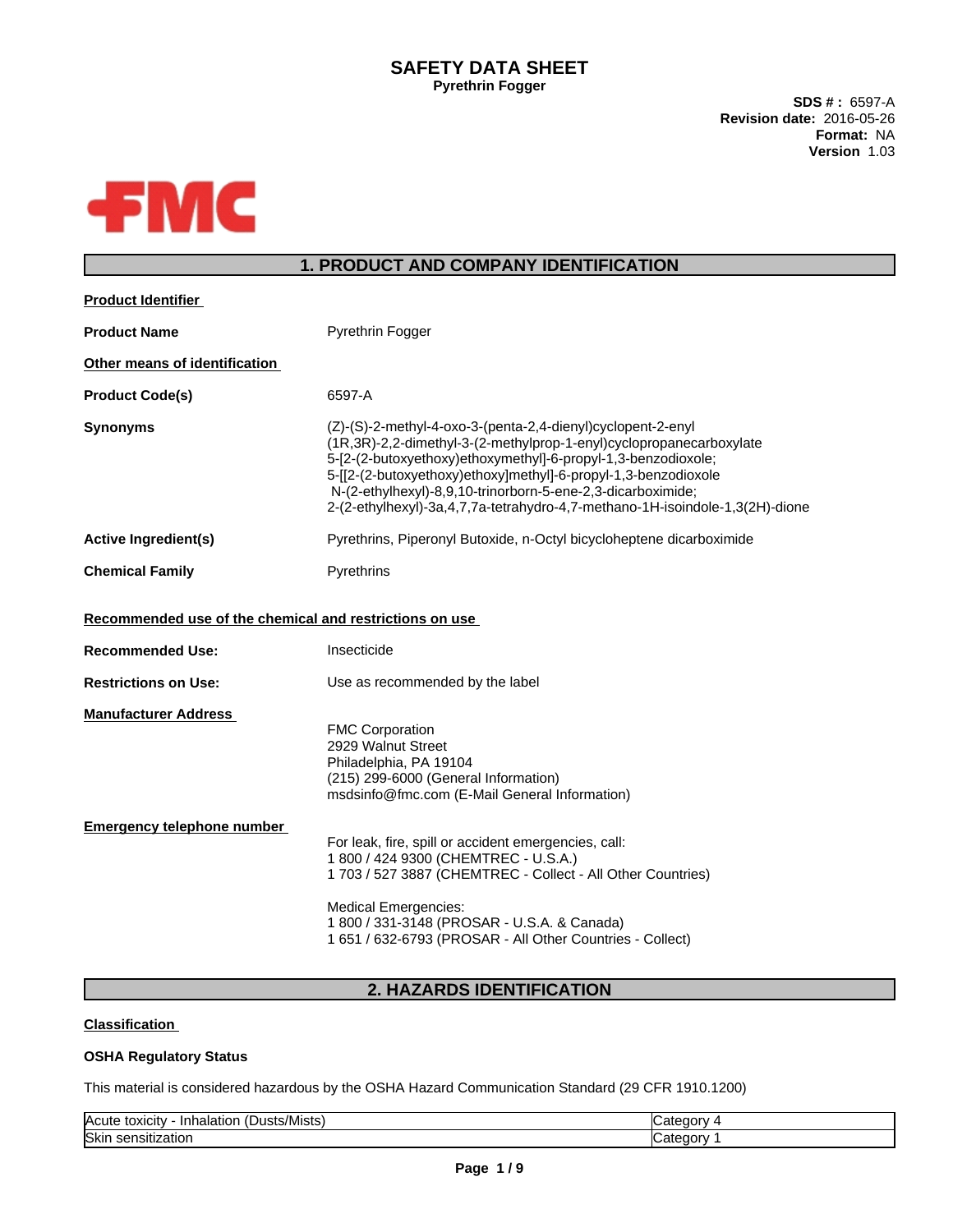# SAFETY DATA SHEET

**Pyrethrin Fogger**

**SDS # :** 6597-A
**Revision date:** 2016-05-26
**Format:** NA
**Version** 1.03

FMC

## 1. PRODUCT AND COMPANY IDENTIFICATION

**Product Identifier**

**Product Name** Pyrethrin Fogger

**Other means of identification**

**Product Code(s)** 6597-A

**Synonyms** (Z)-(S)-2-methyl-4-oxo-3-(penta-2,4-dienyl)cyclopent-2-enyl (1R,3R)-2,2-dimethyl-3-(2-methylprop-1-enyl)cyclopropanecarboxylate
5-[2-(2-butoxyethoxy)ethoxymethyl]-6-propyl-1,3-benzodioxole;
5-[[2-(2-butoxyethoxy)ethoxy]methyl]-6-propyl-1,3-benzodioxole
N-(2-ethylhexyl)-8,9,10-trinorborn-5-ene-2,3-dicarboximide;
2-(2-ethylhexyl)-3a,4,7,7a-tetrahydro-4,7-methano-1H-isoindole-1,3(2H)-dione

**Active Ingredient(s)** Pyrethrins, Piperonyl Butoxide, n-Octyl bicycloheptene dicarboximide

**Chemical Family** Pyrethrins

**Recommended use of the chemical and restrictions on use**

**Recommended Use:** Insecticide

**Restrictions on Use:** Use as recommended by the label

**Manufacturer Address**

FMC Corporation
2929 Walnut Street
Philadelphia, PA 19104
(215) 299-6000 (General Information)
msdsinfo@fmc.com (E-Mail General Information)

**Emergency telephone number**

For leak, fire, spill or accident emergencies, call:
1 800 / 424 9300 (CHEMTREC - U.S.A.)
1 703 / 527 3887 (CHEMTREC - Collect - All Other Countries)

Medical Emergencies:
1 800 / 331-3148 (PROSAR - U.S.A. & Canada)
1 651 / 632-6793 (PROSAR - All Other Countries - Collect)

## 2. HAZARDS IDENTIFICATION

**Classification**

**OSHA Regulatory Status**

This material is considered hazardous by the OSHA Hazard Communication Standard (29 CFR 1910.1200)

| Hazard | Category |
|---|---|
| Acute toxicity - Inhalation (Dusts/Mists) | Category 4 |
| Skin sensitization | Category 1 |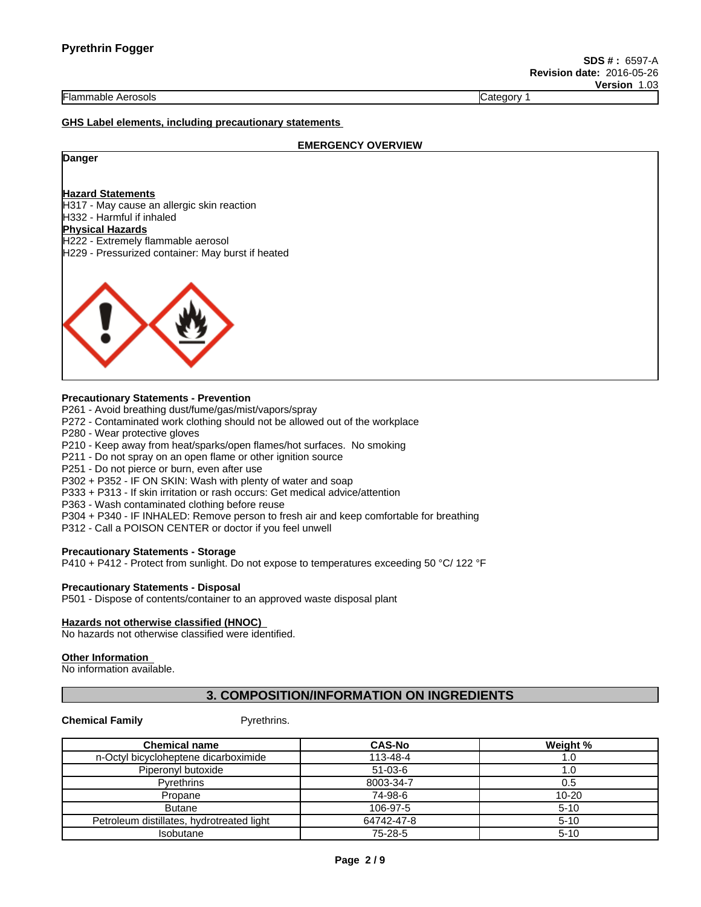**Pyrethrin Fogger**

**SDS # :** 6597-A
**Revision date:** 2016-05-26
**Version** 1.03

| Flammable Aerosols | Category 1 |
|---|---|

**GHS Label elements, including precautionary statements**

**EMERGENCY OVERVIEW**

**Danger**

**Hazard Statements**
H317 - May cause an allergic skin reaction
H332 - Harmful if inhaled

**Physical Hazards**
H222 - Extremely flammable aerosol
H229 - Pressurized container: May burst if heated

**Precautionary Statements - Prevention**
P261 - Avoid breathing dust/fume/gas/mist/vapors/spray
P272 - Contaminated work clothing should not be allowed out of the workplace
P280 - Wear protective gloves
P210 - Keep away from heat/sparks/open flames/hot surfaces. No smoking
P211 - Do not spray on an open flame or other ignition source
P251 - Do not pierce or burn, even after use
P302 + P352 - IF ON SKIN: Wash with plenty of water and soap
P333 + P313 - If skin irritation or rash occurs: Get medical advice/attention
P363 - Wash contaminated clothing before reuse
P304 + P340 - IF INHALED: Remove person to fresh air and keep comfortable for breathing
P312 - Call a POISON CENTER or doctor if you feel unwell

**Precautionary Statements - Storage**
P410 + P412 - Protect from sunlight. Do not expose to temperatures exceeding 50 °C/ 122 °F

**Precautionary Statements - Disposal**
P501 - Dispose of contents/container to an approved waste disposal plant

**Hazards not otherwise classified (HNOC)**
No hazards not otherwise classified were identified.

**Other Information**
No information available.

## 3. COMPOSITION/INFORMATION ON INGREDIENTS

**Chemical Family** Pyrethrins.

| Chemical name | CAS-No | Weight % |
|---|---|---|
| n-Octyl bicycloheptene dicarboximide | 113-48-4 | 1.0 |
| Piperonyl butoxide | 51-03-6 | 1.0 |
| Pyrethrins | 8003-34-7 | 0.5 |
| Propane | 74-98-6 | 10-20 |
| Butane | 106-97-5 | 5-10 |
| Petroleum distillates, hydrotreated light | 64742-47-8 | 5-10 |
| Isobutane | 75-28-5 | 5-10 |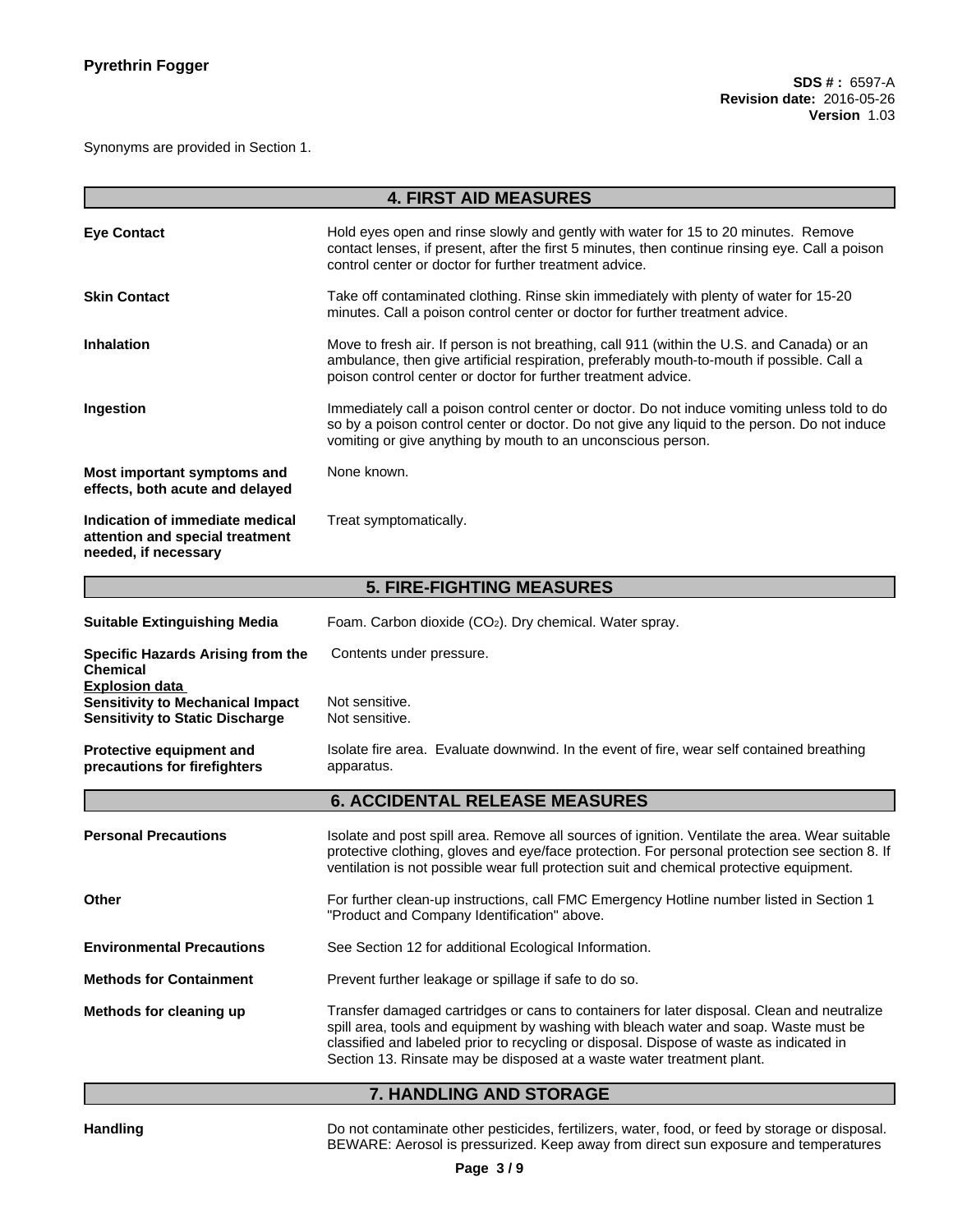Synonyms are provided in Section 1.

## 4. FIRST AID MEASURES

| | |
|---|---|
| **Eye Contact** | Hold eyes open and rinse slowly and gently with water for 15 to 20 minutes. Remove contact lenses, if present, after the first 5 minutes, then continue rinsing eye. Call a poison control center or doctor for further treatment advice. |
| **Skin Contact** | Take off contaminated clothing. Rinse skin immediately with plenty of water for 15-20 minutes. Call a poison control center or doctor for further treatment advice. |
| **Inhalation** | Move to fresh air. If person is not breathing, call 911 (within the U.S. and Canada) or an ambulance, then give artificial respiration, preferably mouth-to-mouth if possible. Call a poison control center or doctor for further treatment advice. |
| **Ingestion** | Immediately call a poison control center or doctor. Do not induce vomiting unless told to do so by a poison control center or doctor. Do not give any liquid to the person. Do not induce vomiting or give anything by mouth to an unconscious person. |
| **Most important symptoms and effects, both acute and delayed** | None known. |
| **Indication of immediate medical attention and special treatment needed, if necessary** | Treat symptomatically. |

## 5. FIRE-FIGHTING MEASURES

| | |
|---|---|
| **Suitable Extinguishing Media** | Foam. Carbon dioxide ($CO_2$). Dry chemical. Water spray. |
| **Specific Hazards Arising from the Chemical** | Contents under pressure. |
| **Explosion data** | |
| **Sensitivity to Mechanical Impact** | Not sensitive. |
| **Sensitivity to Static Discharge** | Not sensitive. |
| **Protective equipment and precautions for firefighters** | Isolate fire area. Evaluate downwind. In the event of fire, wear self contained breathing apparatus. |

## 6. ACCIDENTAL RELEASE MEASURES

| | |
|---|---|
| **Personal Precautions** | Isolate and post spill area. Remove all sources of ignition. Ventilate the area. Wear suitable protective clothing, gloves and eye/face protection. For personal protection see section 8. If ventilation is not possible wear full protection suit and chemical protective equipment. |
| **Other** | For further clean-up instructions, call FMC Emergency Hotline number listed in Section 1 "Product and Company Identification" above. |
| **Environmental Precautions** | See Section 12 for additional Ecological Information. |
| **Methods for Containment** | Prevent further leakage or spillage if safe to do so. |
| **Methods for cleaning up** | Transfer damaged cartridges or cans to containers for later disposal. Clean and neutralize spill area, tools and equipment by washing with bleach water and soap. Waste must be classified and labeled prior to recycling or disposal. Dispose of waste as indicated in Section 13. Rinsate may be disposed at a waste water treatment plant. |

## 7. HANDLING AND STORAGE

| | |
|---|---|
| **Handling** | Do not contaminate other pesticides, fertilizers, water, food, or feed by storage or disposal. BEWARE: Aerosol is pressurized. Keep away from direct sun exposure and temperatures |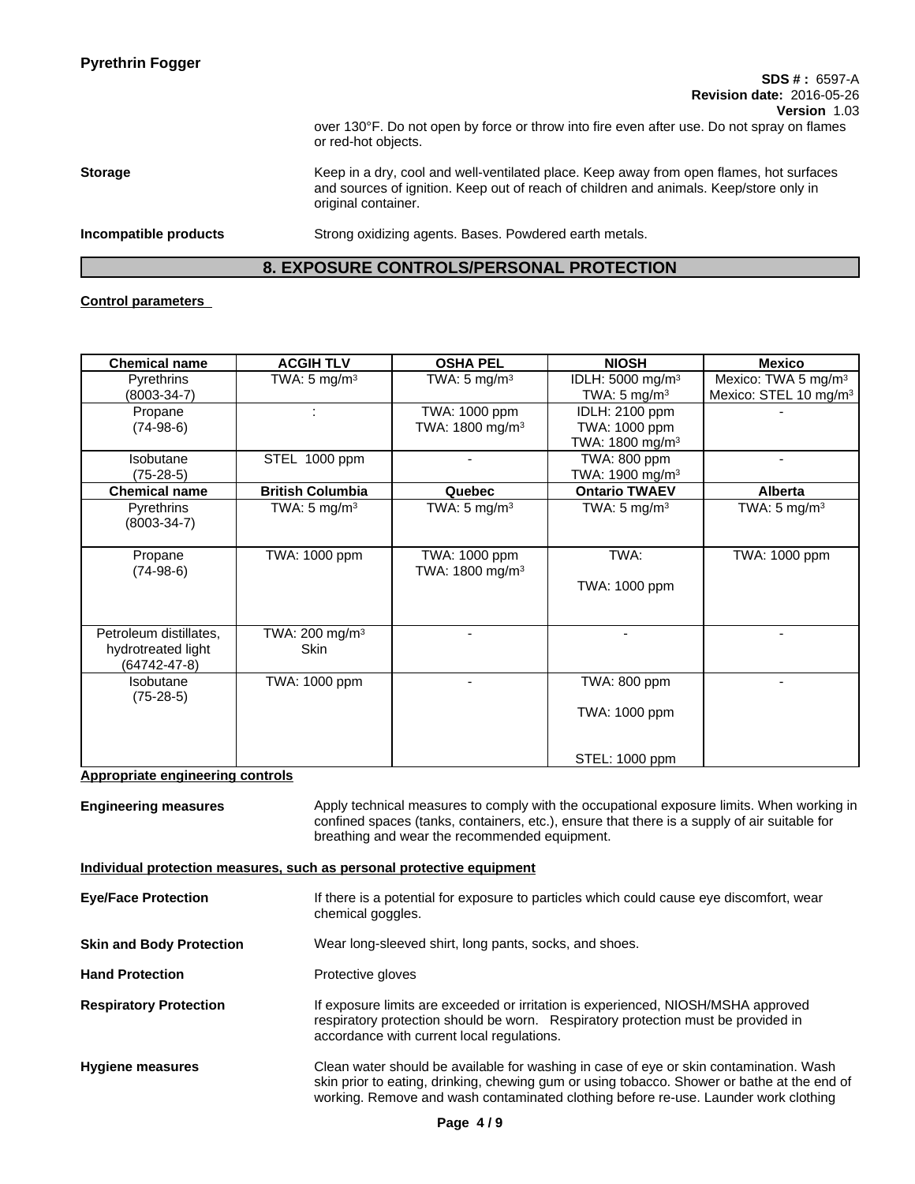over 130°F. Do not open by force or throw into fire even after use. Do not spray on flames or red-hot objects.

**Storage**

Keep in a dry, cool and well-ventilated place. Keep away from open flames, hot surfaces and sources of ignition. Keep out of reach of children and animals. Keep/store only in original container.

**Incompatible products**

Strong oxidizing agents. Bases. Powdered earth metals.

## 8. EXPOSURE CONTROLS/PERSONAL PROTECTION

**Control parameters**

| Chemical name | ACGIH TLV | OSHA PEL | NIOSH | Mexico |
|---|---|---|---|---|
| Pyrethrins (8003-34-7) | TWA: 5 mg/m³ | TWA: 5 mg/m³ | IDLH: 5000 mg/m³ TWA: 5 mg/m³ | Mexico: TWA 5 mg/m³ Mexico: STEL 10 mg/m³ |
| Propane (74-98-6) | : | TWA: 1000 ppm TWA: 1800 mg/m³ | IDLH: 2100 ppm TWA: 1000 ppm TWA: 1800 mg/m³ | - |
| Isobutane (75-28-5) | STEL 1000 ppm | - | TWA: 800 ppm TWA: 1900 mg/m³ | - |
| **Chemical name** | **British Columbia** | **Quebec** | **Ontario TWAEV** | **Alberta** |
| Pyrethrins (8003-34-7) | TWA: 5 mg/m³ | TWA: 5 mg/m³ | TWA: 5 mg/m³ | TWA: 5 mg/m³ |
| Propane (74-98-6) | TWA: 1000 ppm | TWA: 1000 ppm TWA: 1800 mg/m³ | TWA: TWA: 1000 ppm | TWA: 1000 ppm |
| Petroleum distillates, hydrotreated light (64742-47-8) | TWA: 200 mg/m³ Skin | - | - | - |
| Isobutane (75-28-5) | TWA: 1000 ppm | - | TWA: 800 ppm TWA: 1000 ppm STEL: 1000 ppm | - |

**Appropriate engineering controls**

**Engineering measures**

Apply technical measures to comply with the occupational exposure limits. When working in confined spaces (tanks, containers, etc.), ensure that there is a supply of air suitable for breathing and wear the recommended equipment.

**Individual protection measures, such as personal protective equipment**

**Eye/Face Protection**

If there is a potential for exposure to particles which could cause eye discomfort, wear chemical goggles.

**Skin and Body Protection**

Wear long-sleeved shirt, long pants, socks, and shoes.

**Hand Protection**

Protective gloves

**Respiratory Protection**

If exposure limits are exceeded or irritation is experienced, NIOSH/MSHA approved respiratory protection should be worn. Respiratory protection must be provided in accordance with current local regulations.

**Hygiene measures**

Clean water should be available for washing in case of eye or skin contamination. Wash skin prior to eating, drinking, chewing gum or using tobacco. Shower or bathe at the end of working. Remove and wash contaminated clothing before re-use. Launder work clothing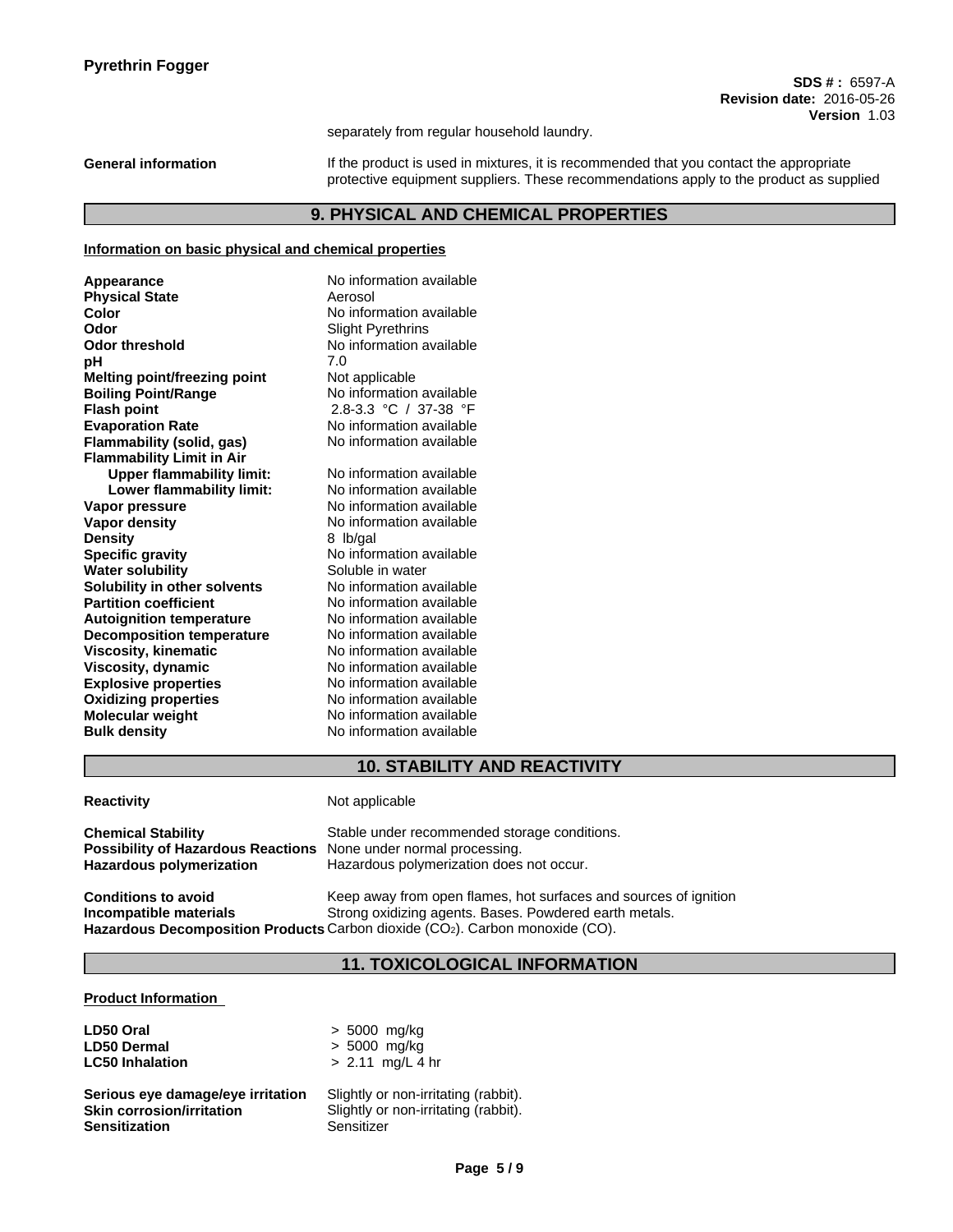separately from regular household laundry.

**General information** If the product is used in mixtures, it is recommended that you contact the appropriate protective equipment suppliers. These recommendations apply to the product as supplied

## 9. PHYSICAL AND CHEMICAL PROPERTIES

**Information on basic physical and chemical properties**

| Property | Value |
|---|---|
| **Appearance** | No information available |
| **Physical State** | Aerosol |
| **Color** | No information available |
| **Odor** | Slight Pyrethrins |
| **Odor threshold** | No information available |
| **pH** | 7.0 |
| **Melting point/freezing point** | Not applicable |
| **Boiling Point/Range** | No information available |
| **Flash point** | 2.8-3.3 °C / 37-38 °F |
| **Evaporation Rate** | No information available |
| **Flammability (solid, gas)** | No information available |
| **Flammability Limit in Air** | |
| **Upper flammability limit:** | No information available |
| **Lower flammability limit:** | No information available |
| **Vapor pressure** | No information available |
| **Vapor density** | No information available |
| **Density** | 8 lb/gal |
| **Specific gravity** | No information available |
| **Water solubility** | Soluble in water |
| **Solubility in other solvents** | No information available |
| **Partition coefficient** | No information available |
| **Autoignition temperature** | No information available |
| **Decomposition temperature** | No information available |
| **Viscosity, kinematic** | No information available |
| **Viscosity, dynamic** | No information available |
| **Explosive properties** | No information available |
| **Oxidizing properties** | No information available |
| **Molecular weight** | No information available |
| **Bulk density** | No information available |

## 10. STABILITY AND REACTIVITY

**Reactivity** Not applicable

**Chemical Stability** Stable under recommended storage conditions.
**Possibility of Hazardous Reactions** None under normal processing.
**Hazardous polymerization** Hazardous polymerization does not occur.

**Conditions to avoid** Keep away from open flames, hot surfaces and sources of ignition
**Incompatible materials** Strong oxidizing agents. Bases. Powdered earth metals.
**Hazardous Decomposition Products** Carbon dioxide ($CO_2$). Carbon monoxide (CO).

## 11. TOXICOLOGICAL INFORMATION

**Product Information**

| | |
|---|---|
| **LD50 Oral** | > 5000 mg/kg |
| **LD50 Dermal** | > 5000 mg/kg |
| **LC50 Inhalation** | > 2.11 mg/L 4 hr |

**Serious eye damage/eye irritation** Slightly or non-irritating (rabbit).
**Skin corrosion/irritation** Slightly or non-irritating (rabbit).
**Sensitization** Sensitizer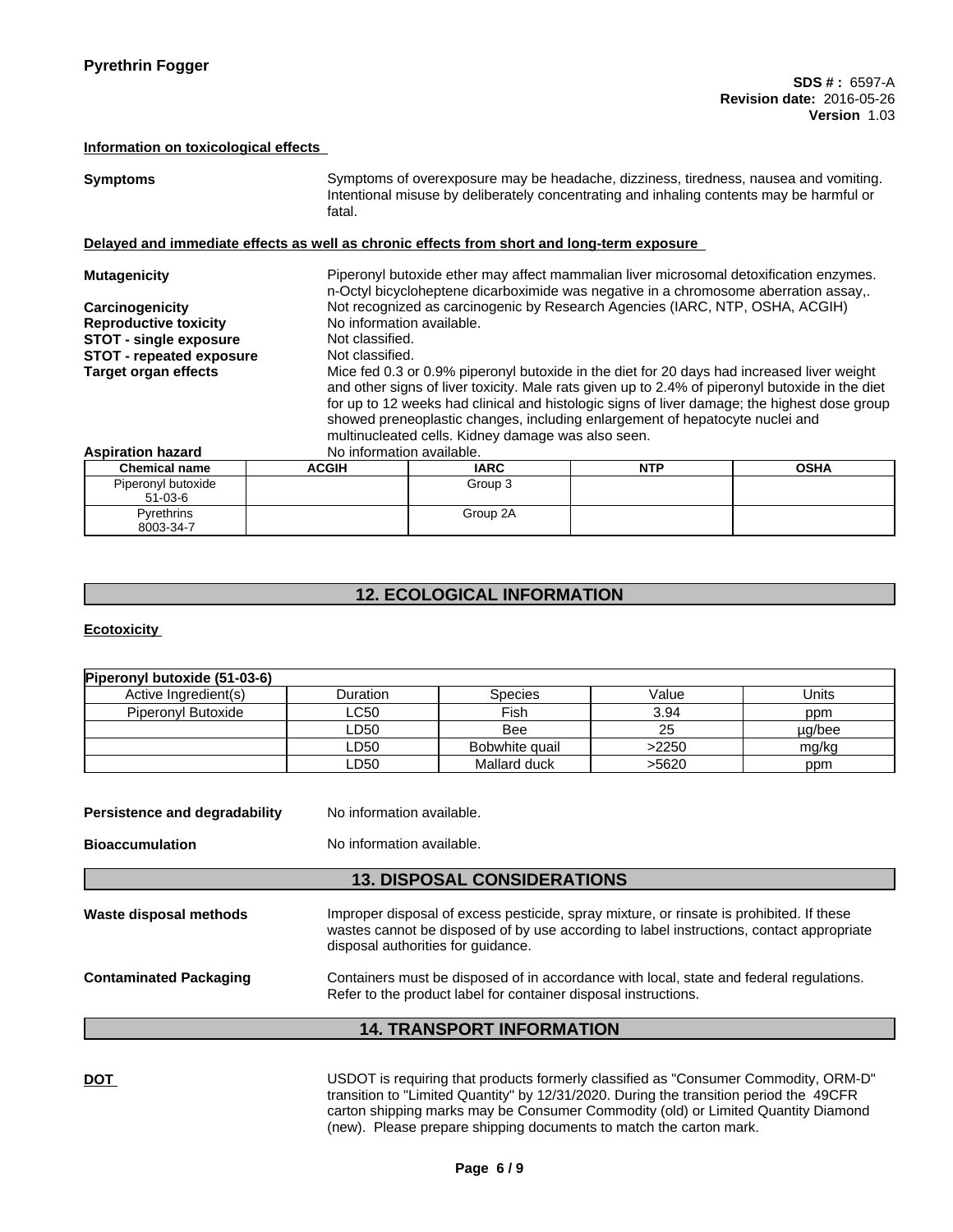**Information on toxicological effects**

**Symptoms** Symptoms of overexposure may be headache, dizziness, tiredness, nausea and vomiting. Intentional misuse by deliberately concentrating and inhaling contents may be harmful or fatal.

**Delayed and immediate effects as well as chronic effects from short and long-term exposure**

**Mutagenicity** Piperonyl butoxide ether may affect mammalian liver microsomal detoxification enzymes. n-Octyl bicycloheptene dicarboximide was negative in a chromosome aberration assay,.

**Carcinogenicity** Not recognized as carcinogenic by Research Agencies (IARC, NTP, OSHA, ACGIH)

**Reproductive toxicity** No information available.

**STOT - single exposure** Not classified.

**STOT - repeated exposure** Not classified.

**Target organ effects** Mice fed 0.3 or 0.9% piperonyl butoxide in the diet for 20 days had increased liver weight and other signs of liver toxicity. Male rats given up to 2.4% of piperonyl butoxide in the diet for up to 12 weeks had clinical and histologic signs of liver damage; the highest dose group showed preneoplastic changes, including enlargement of hepatocyte nuclei and multinucleated cells. Kidney damage was also seen.

**Aspiration hazard** No information available.

| Chemical name | ACGIH | IARC | NTP | OSHA |
|---|---|---|---|---|
| Piperonyl butoxide 51-03-6 | | Group 3 | | |
| Pyrethrins 8003-34-7 | | Group 2A | | |

## 12. ECOLOGICAL INFORMATION

**Ecotoxicity**

| Piperonyl butoxide (51-03-6) | | | | |
|---|---|---|---|---|
| Active Ingredient(s) | Duration | Species | Value | Units |
| Piperonyl Butoxide | LC50 | Fish | 3.94 | ppm |
| | LD50 | Bee | 25 | µg/bee |
| | LD50 | Bobwhite quail | >2250 | mg/kg |
| | LD50 | Mallard duck | >5620 | ppm |

**Persistence and degradability** No information available.

**Bioaccumulation** No information available.

## 13. DISPOSAL CONSIDERATIONS

**Waste disposal methods** Improper disposal of excess pesticide, spray mixture, or rinsate is prohibited. If these wastes cannot be disposed of by use according to label instructions, contact appropriate disposal authorities for guidance.

**Contaminated Packaging** Containers must be disposed of in accordance with local, state and federal regulations. Refer to the product label for container disposal instructions.

## 14. TRANSPORT INFORMATION

**DOT** USDOT is requiring that products formerly classified as "Consumer Commodity, ORM-D" transition to "Limited Quantity" by 12/31/2020. During the transition period the 49CFR carton shipping marks may be Consumer Commodity (old) or Limited Quantity Diamond (new). Please prepare shipping documents to match the carton mark.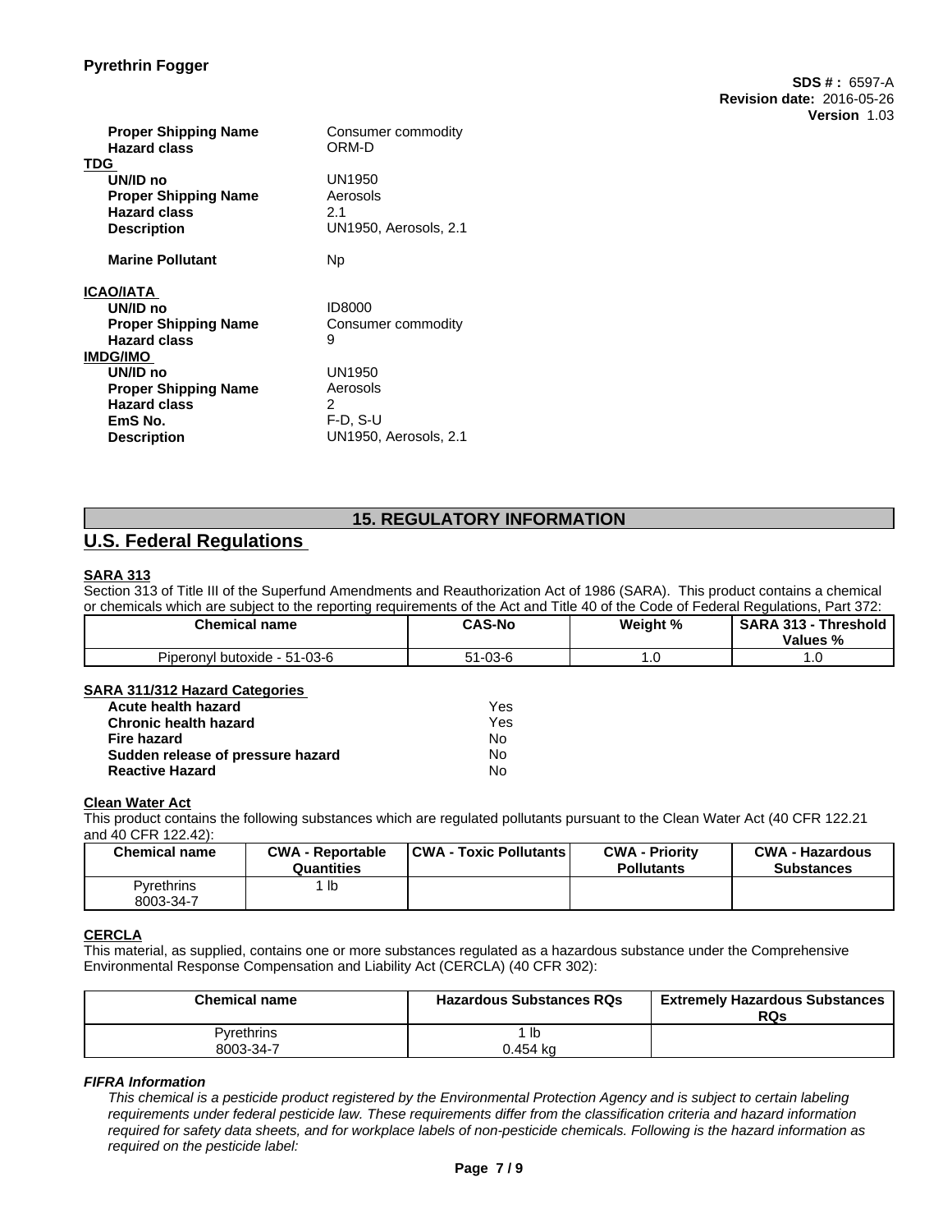| | |
|---|---|
| **Proper Shipping Name** | Consumer commodity |
| **Hazard class** | ORM-D |

**TDG**

| | |
|---|---|
| **UN/ID no** | UN1950 |
| **Proper Shipping Name** | Aerosols |
| **Hazard class** | 2.1 |
| **Description** | UN1950, Aerosols, 2.1 |
| **Marine Pollutant** | Np |

**ICAO/IATA**

| | |
|---|---|
| **UN/ID no** | ID8000 |
| **Proper Shipping Name** | Consumer commodity |
| **Hazard class** | 9 |

**IMDG/IMO**

| | |
|---|---|
| **UN/ID no** | UN1950 |
| **Proper Shipping Name** | Aerosols |
| **Hazard class** | 2 |
| **EmS No.** | F-D, S-U |
| **Description** | UN1950, Aerosols, 2.1 |

## 15. REGULATORY INFORMATION

## U.S. Federal Regulations

**SARA 313**

Section 313 of Title III of the Superfund Amendments and Reauthorization Act of 1986 (SARA). This product contains a chemical or chemicals which are subject to the reporting requirements of the Act and Title 40 of the Code of Federal Regulations, Part 372:

| Chemical name | CAS-No | Weight % | SARA 313 - Threshold Values % |
|---|---|---|---|
| Piperonyl butoxide - 51-03-6 | 51-03-6 | 1.0 | 1.0 |

**SARA 311/312 Hazard Categories**

| | |
|---|---|
| **Acute health hazard** | Yes |
| **Chronic health hazard** | Yes |
| **Fire hazard** | No |
| **Sudden release of pressure hazard** | No |
| **Reactive Hazard** | No |

**Clean Water Act**

This product contains the following substances which are regulated pollutants pursuant to the Clean Water Act (40 CFR 122.21 and 40 CFR 122.42):

| Chemical name | CWA - Reportable Quantities | CWA - Toxic Pollutants | CWA - Priority Pollutants | CWA - Hazardous Substances |
|---|---|---|---|---|
| Pyrethrins 8003-34-7 | 1 lb | | | |

**CERCLA**

This material, as supplied, contains one or more substances regulated as a hazardous substance under the Comprehensive Environmental Response Compensation and Liability Act (CERCLA) (40 CFR 302):

| Chemical name | Hazardous Substances RQs | Extremely Hazardous Substances RQs |
|---|---|---|
| Pyrethrins 8003-34-7 | 1 lb 0.454 kg | |

***FIFRA Information***

*This chemical is a pesticide product registered by the Environmental Protection Agency and is subject to certain labeling requirements under federal pesticide law. These requirements differ from the classification criteria and hazard information required for safety data sheets, and for workplace labels of non-pesticide chemicals. Following is the hazard information as required on the pesticide label:*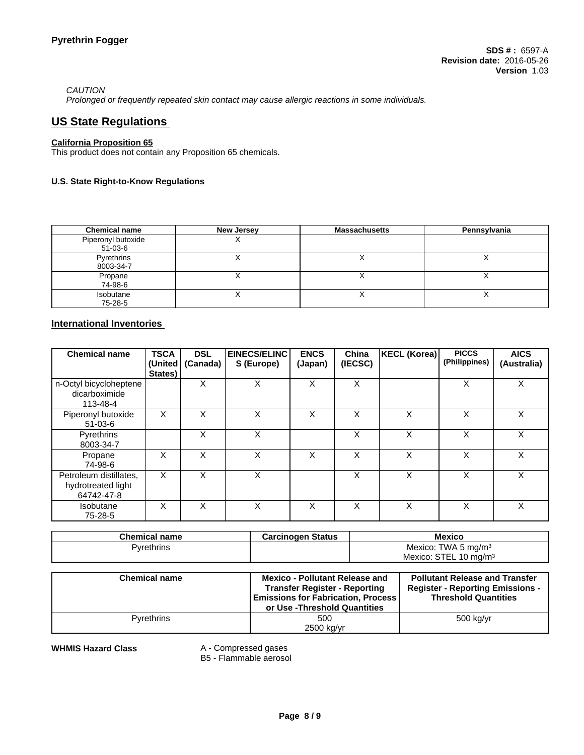*CAUTION*
*Prolonged or frequently repeated skin contact may cause allergic reactions in some individuals.*

## US State Regulations

**California Proposition 65**
This product does not contain any Proposition 65 chemicals.

**U.S. State Right-to-Know Regulations**

| Chemical name | New Jersey | Massachusetts | Pennsylvania |
|---|---|---|---|
| Piperonyl butoxide 51-03-6 | X | | |
| Pyrethrins 8003-34-7 | X | X | X |
| Propane 74-98-6 | X | X | X |
| Isobutane 75-28-5 | X | X | X |

## International Inventories

| Chemical name | TSCA (United States) | DSL (Canada) | EINECS/ELINCS (Europe) | ENCS (Japan) | China (IECSC) | KECL (Korea) | PICCS (Philippines) | AICS (Australia) |
|---|---|---|---|---|---|---|---|---|
| n-Octyl bicycloheptene dicarboximide 113-48-4 | | X | X | X | X | | X | X |
| Piperonyl butoxide 51-03-6 | X | X | X | X | X | X | X | X |
| Pyrethrins 8003-34-7 | | X | X | | X | X | X | X |
| Propane 74-98-6 | X | X | X | X | X | X | X | X |
| Petroleum distillates, hydrotreated light 64742-47-8 | X | X | X | | X | X | X | X |
| Isobutane 75-28-5 | X | X | X | X | X | X | X | X |

| Chemical name | Carcinogen Status | Mexico |
|---|---|---|
| Pyrethrins | | Mexico: TWA 5 mg/m³<br>Mexico: STEL 10 mg/m³ |

| Chemical name | Mexico - Pollutant Release and Transfer Register - Reporting Emissions for Fabrication, Process or Use -Threshold Quantities | Pollutant Release and Transfer Register - Reporting Emissions - Threshold Quantities |
|---|---|---|
| Pyrethrins | 500<br>2500 kg/yr | 500 kg/yr |

**WHMIS Hazard Class**

A - Compressed gases
B5 - Flammable aerosol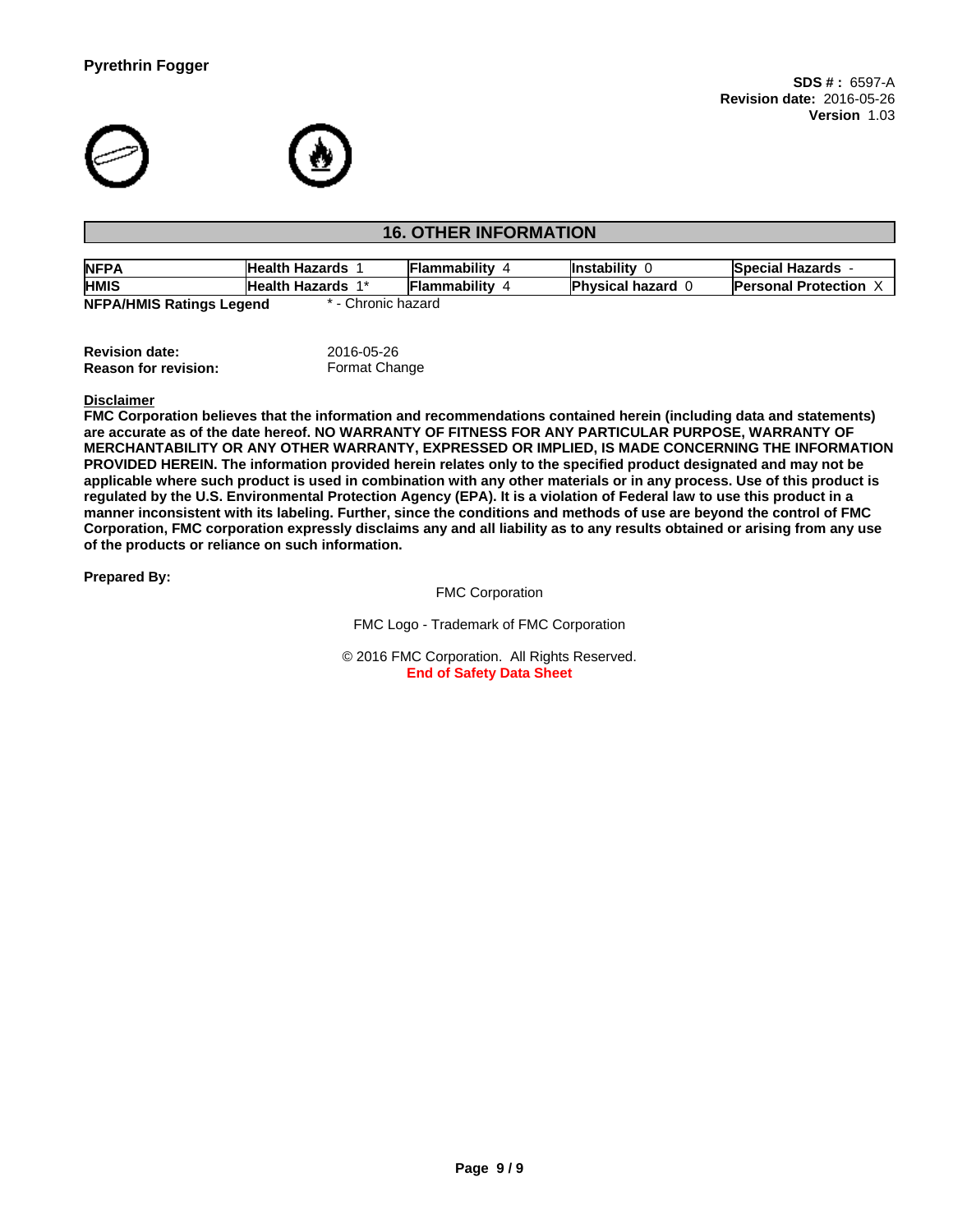## 16. OTHER INFORMATION

| | | | | |
|---|---|---|---|---|
| **NFPA** | **Health Hazards** 1 | **Flammability** 4 | **Instability** 0 | **Special Hazards** - |
| **HMIS** | **Health Hazards** 1* | **Flammability** 4 | **Physical hazard** 0 | **Personal Protection** X |

**NFPA/HMIS Ratings Legend** * - Chronic hazard

**Revision date:** 2016-05-26
**Reason for revision:** Format Change

**Disclaimer**

**FMC Corporation believes that the information and recommendations contained herein (including data and statements) are accurate as of the date hereof. NO WARRANTY OF FITNESS FOR ANY PARTICULAR PURPOSE, WARRANTY OF MERCHANTABILITY OR ANY OTHER WARRANTY, EXPRESSED OR IMPLIED, IS MADE CONCERNING THE INFORMATION PROVIDED HEREIN. The information provided herein relates only to the specified product designated and may not be applicable where such product is used in combination with any other materials or in any process. Use of this product is regulated by the U.S. Environmental Protection Agency (EPA). It is a violation of Federal law to use this product in a manner inconsistent with its labeling. Further, since the conditions and methods of use are beyond the control of FMC Corporation, FMC corporation expressly disclaims any and all liability as to any results obtained or arising from any use of the products or reliance on such information.**

**Prepared By:**

FMC Corporation

FMC Logo - Trademark of FMC Corporation

© 2016 FMC Corporation. All Rights Reserved.

**End of Safety Data Sheet**